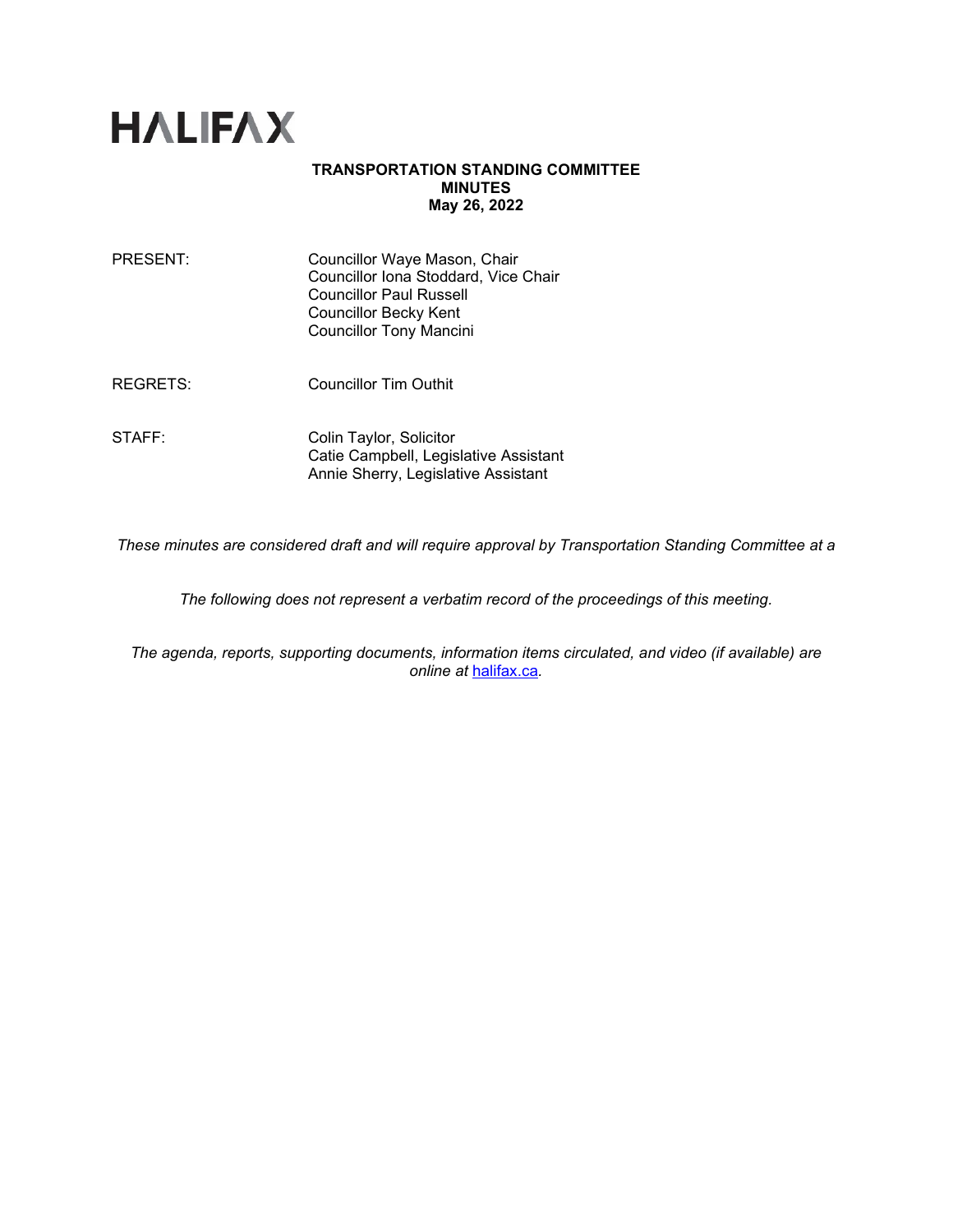# HALIFAX

**TRANSPORTATION STANDING COMMITTEE**
**MINUTES**
**May 26, 2022**

| | |
|---|---|
| PRESENT: | Councillor Waye Mason, Chair<br>Councillor Iona Stoddard, Vice Chair<br>Councillor Paul Russell<br>Councillor Becky Kent<br>Councillor Tony Mancini |
| REGRETS: | Councillor Tim Outhit |
| STAFF: | Colin Taylor, Solicitor<br>Catie Campbell, Legislative Assistant<br>Annie Sherry, Legislative Assistant |

*These minutes are considered draft and will require approval by Transportation Standing Committee at a*

*The following does not represent a verbatim record of the proceedings of this meeting.*

*The agenda, reports, supporting documents, information items circulated, and video (if available) are online at [halifax.ca](halifax.ca).*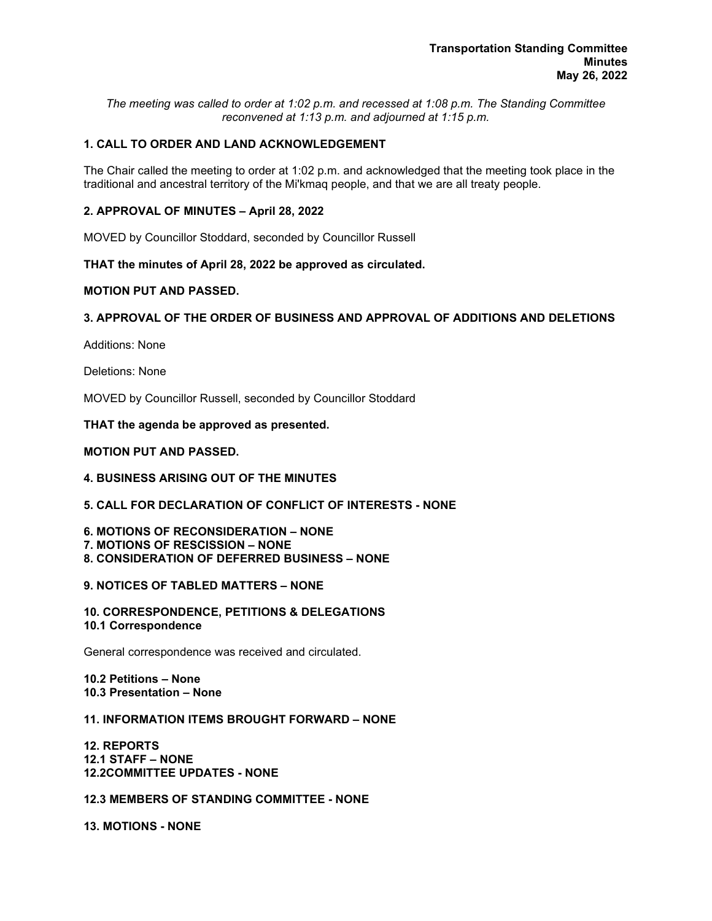**Transportation Standing Committee**
**Minutes**
**May 26, 2022**

*The meeting was called to order at 1:02 p.m. and recessed at 1:08 p.m. The Standing Committee reconvened at 1:13 p.m. and adjourned at 1:15 p.m.*

## 1. CALL TO ORDER AND LAND ACKNOWLEDGEMENT

The Chair called the meeting to order at 1:02 p.m. and acknowledged that the meeting took place in the traditional and ancestral territory of the Mi'kmaq people, and that we are all treaty people.

## 2. APPROVAL OF MINUTES – April 28, 2022

MOVED by Councillor Stoddard, seconded by Councillor Russell

**THAT the minutes of April 28, 2022 be approved as circulated.**

**MOTION PUT AND PASSED.**

## 3. APPROVAL OF THE ORDER OF BUSINESS AND APPROVAL OF ADDITIONS AND DELETIONS

Additions: None

Deletions: None

MOVED by Councillor Russell, seconded by Councillor Stoddard

**THAT the agenda be approved as presented.**

**MOTION PUT AND PASSED.**

## 4. BUSINESS ARISING OUT OF THE MINUTES

## 5. CALL FOR DECLARATION OF CONFLICT OF INTERESTS - NONE

## 6. MOTIONS OF RECONSIDERATION – NONE
## 7. MOTIONS OF RESCISSION – NONE
## 8. CONSIDERATION OF DEFERRED BUSINESS – NONE

## 9. NOTICES OF TABLED MATTERS – NONE

## 10. CORRESPONDENCE, PETITIONS & DELEGATIONS
### 10.1 Correspondence

General correspondence was received and circulated.

### 10.2 Petitions – None
### 10.3 Presentation – None

## 11. INFORMATION ITEMS BROUGHT FORWARD – NONE

## 12. REPORTS
### 12.1 STAFF – NONE
### 12.2COMMITTEE UPDATES - NONE

### 12.3 MEMBERS OF STANDING COMMITTEE - NONE

## 13. MOTIONS - NONE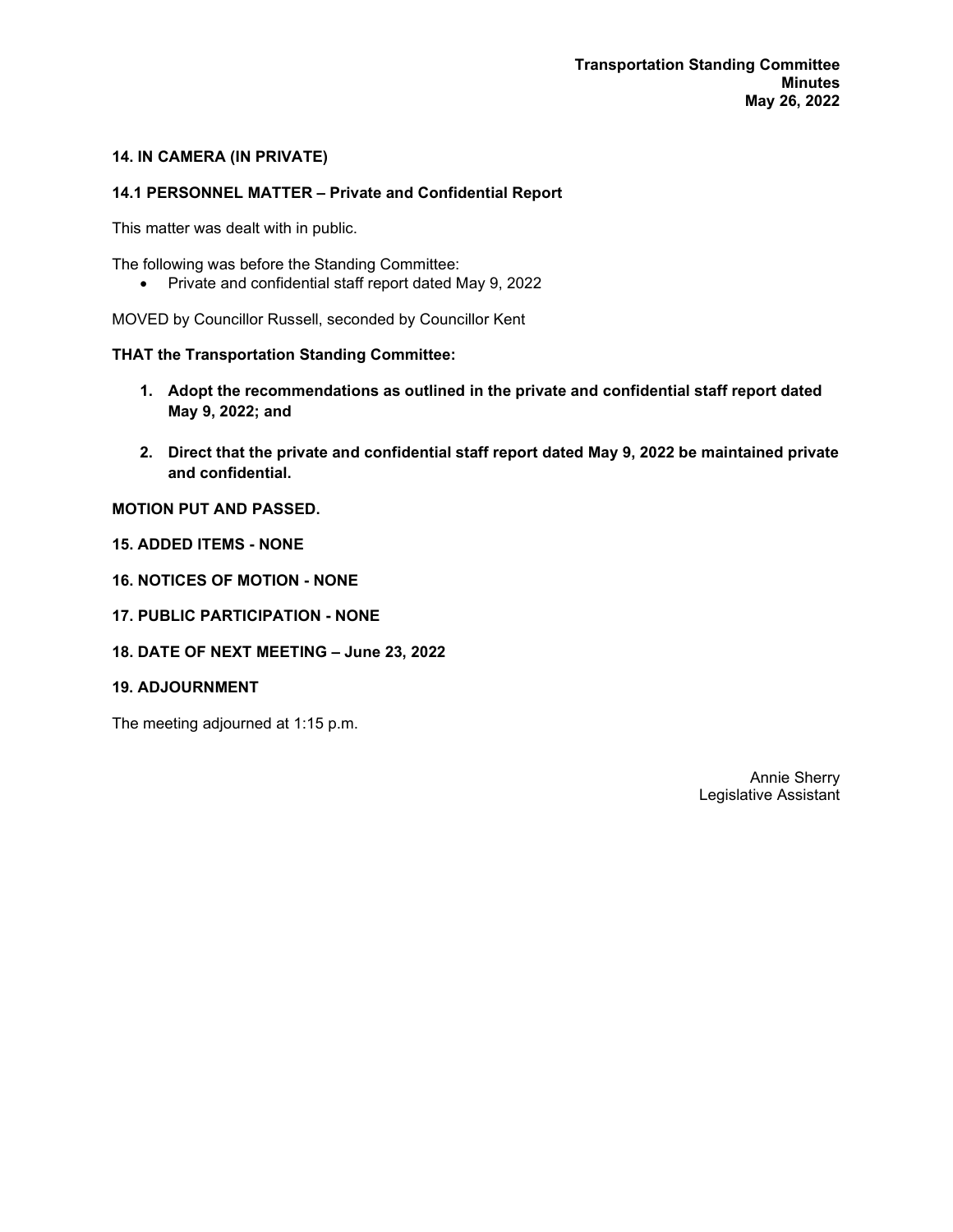## 14. IN CAMERA (IN PRIVATE)

### 14.1 PERSONNEL MATTER – Private and Confidential Report

This matter was dealt with in public.

The following was before the Standing Committee:

- Private and confidential staff report dated May 9, 2022

MOVED by Councillor Russell, seconded by Councillor Kent

**THAT the Transportation Standing Committee:**

1. **Adopt the recommendations as outlined in the private and confidential staff report dated May 9, 2022; and**
2. **Direct that the private and confidential staff report dated May 9, 2022 be maintained private and confidential.**

**MOTION PUT AND PASSED.**

## 15. ADDED ITEMS - NONE

## 16. NOTICES OF MOTION - NONE

## 17. PUBLIC PARTICIPATION - NONE

## 18. DATE OF NEXT MEETING – June 23, 2022

## 19. ADJOURNMENT

The meeting adjourned at 1:15 p.m.

Annie Sherry
Legislative Assistant